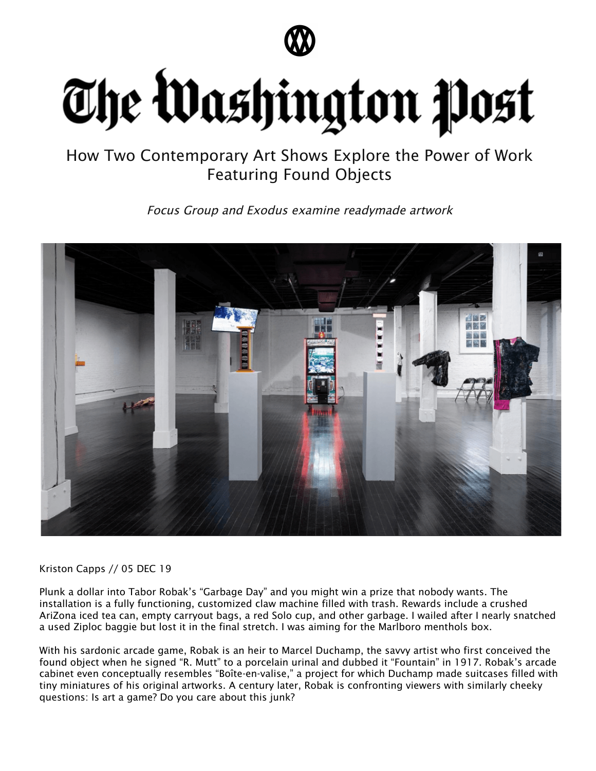The Washington Post

# How Two Contemporary Art Shows Explore the Power of Work Featuring Found Objects

*Focus Group and Exodus examine readymade artwork*

Kriston Capps // 05 DEC 19

Plunk a dollar into Tabor Robak's "Garbage Day" and you might win a prize that nobody wants. The installation is a fully functioning, customized claw machine filled with trash. Rewards include a crushed AriZona iced tea can, empty carryout bags, a red Solo cup, and other garbage. I wailed after I nearly snatched a used Ziploc baggie but lost it in the final stretch. I was aiming for the Marlboro menthols box.

With his sardonic arcade game, Robak is an heir to Marcel Duchamp, the savvy artist who first conceived the found object when he signed "R. Mutt" to a porcelain urinal and dubbed it "Fountain" in 1917. Robak's arcade cabinet even conceptually resembles "Boîte-en-valise," a project for which Duchamp made suitcases filled with tiny miniatures of his original artworks. A century later, Robak is confronting viewers with similarly cheeky questions: Is art a game? Do you care about this junk?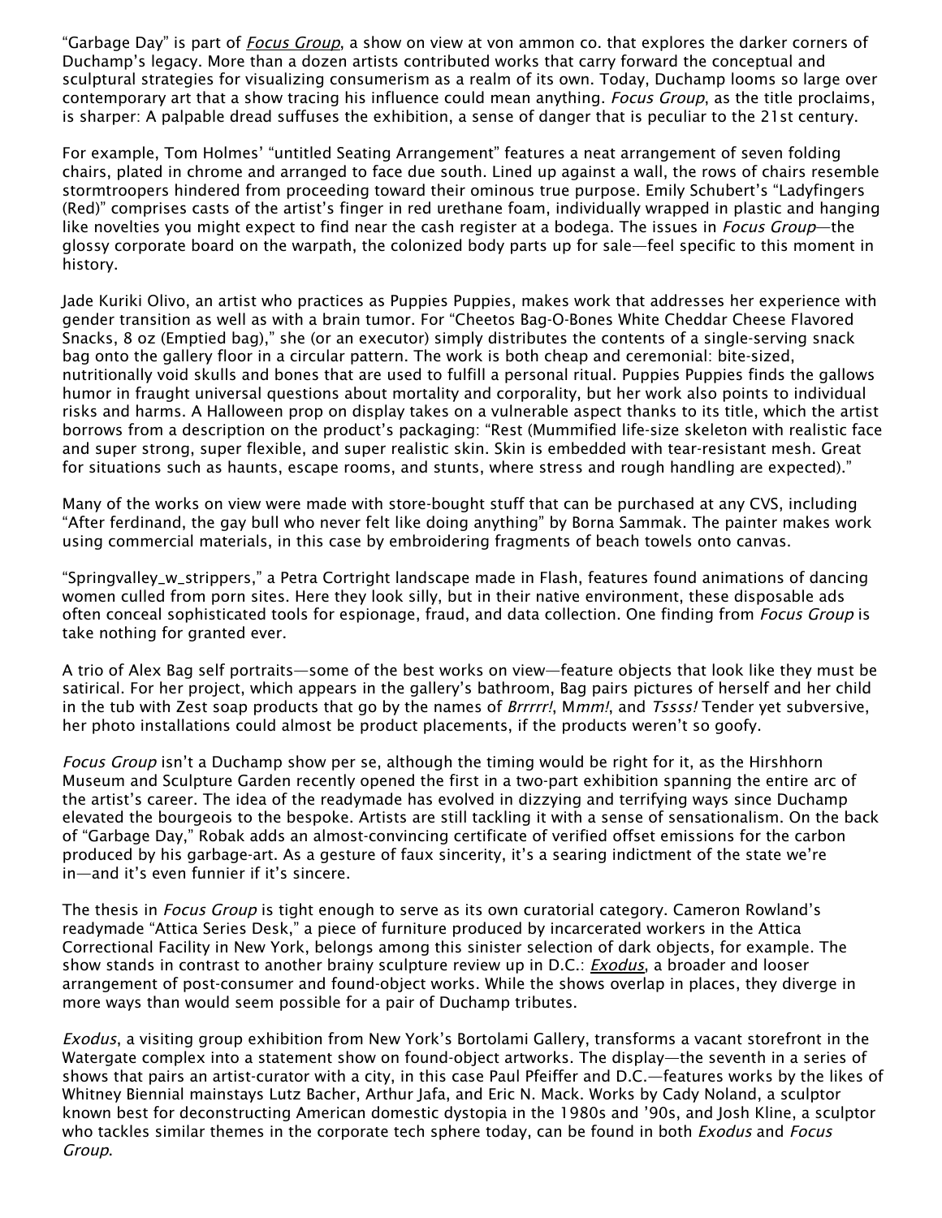"Garbage Day" is part of *Focus Group*, a show on view at von ammon co. that explores the darker corners of Duchamp's legacy. More than a dozen artists contributed works that carry forward the conceptual and sculptural strategies for visualizing consumerism as a realm of its own. Today, Duchamp looms so large over contemporary art that a show tracing his influence could mean anything. *Focus Group*, as the title proclaims, is sharper: A palpable dread suffuses the exhibition, a sense of danger that is peculiar to the 21st century.

For example, Tom Holmes' "untitled Seating Arrangement" features a neat arrangement of seven folding chairs, plated in chrome and arranged to face due south. Lined up against a wall, the rows of chairs resemble stormtroopers hindered from proceeding toward their ominous true purpose. Emily Schubert's "Ladyfingers (Red)" comprises casts of the artist's finger in red urethane foam, individually wrapped in plastic and hanging like novelties you might expect to find near the cash register at a bodega. The issues in *Focus Group*—the glossy corporate board on the warpath, the colonized body parts up for sale—feel specific to this moment in history.

Jade Kuriki Olivo, an artist who practices as Puppies Puppies, makes work that addresses her experience with gender transition as well as with a brain tumor. For "Cheetos Bag-O-Bones White Cheddar Cheese Flavored Snacks, 8 oz (Emptied bag)," she (or an executor) simply distributes the contents of a single-serving snack bag onto the gallery floor in a circular pattern. The work is both cheap and ceremonial: bite-sized, nutritionally void skulls and bones that are used to fulfill a personal ritual. Puppies Puppies finds the gallows humor in fraught universal questions about mortality and corporality, but her work also points to individual risks and harms. A Halloween prop on display takes on a vulnerable aspect thanks to its title, which the artist borrows from a description on the product's packaging: "Rest (Mummified life-size skeleton with realistic face and super strong, super flexible, and super realistic skin. Skin is embedded with tear-resistant mesh. Great for situations such as haunts, escape rooms, and stunts, where stress and rough handling are expected)."

Many of the works on view were made with store-bought stuff that can be purchased at any CVS, including "After ferdinand, the gay bull who never felt like doing anything" by Borna Sammak. The painter makes work using commercial materials, in this case by embroidering fragments of beach towels onto canvas.

"Springvalley_w_strippers," a Petra Cortright landscape made in Flash, features found animations of dancing women culled from porn sites. Here they look silly, but in their native environment, these disposable ads often conceal sophisticated tools for espionage, fraud, and data collection. One finding from *Focus Group* is take nothing for granted ever.

A trio of Alex Bag self portraits—some of the best works on view—feature objects that look like they must be satirical. For her project, which appears in the gallery's bathroom, Bag pairs pictures of herself and her child in the tub with Zest soap products that go by the names of *Brrrrr!*, M*mm!*, and *Tssss!* Tender yet subversive, her photo installations could almost be product placements, if the products weren't so goofy.

*Focus Group* isn't a Duchamp show per se, although the timing would be right for it, as the Hirshhorn Museum and Sculpture Garden recently opened the first in a two-part exhibition spanning the entire arc of the artist's career. The idea of the readymade has evolved in dizzying and terrifying ways since Duchamp elevated the bourgeois to the bespoke. Artists are still tackling it with a sense of sensationalism. On the back of "Garbage Day," Robak adds an almost-convincing certificate of verified offset emissions for the carbon produced by his garbage-art. As a gesture of faux sincerity, it's a searing indictment of the state we're in—and it's even funnier if it's sincere.

The thesis in *Focus Group* is tight enough to serve as its own curatorial category. Cameron Rowland's readymade "Attica Series Desk," a piece of furniture produced by incarcerated workers in the Attica Correctional Facility in New York, belongs among this sinister selection of dark objects, for example. The show stands in contrast to another brainy sculpture review up in D.C.: *Exodus*, a broader and looser arrangement of post-consumer and found-object works. While the shows overlap in places, they diverge in more ways than would seem possible for a pair of Duchamp tributes.

*Exodus*, a visiting group exhibition from New York's Bortolami Gallery, transforms a vacant storefront in the Watergate complex into a statement show on found-object artworks. The display—the seventh in a series of shows that pairs an artist-curator with a city, in this case Paul Pfeiffer and D.C.—features works by the likes of Whitney Biennial mainstays Lutz Bacher, Arthur Jafa, and Eric N. Mack. Works by Cady Noland, a sculptor known best for deconstructing American domestic dystopia in the 1980s and '90s, and Josh Kline, a sculptor who tackles similar themes in the corporate tech sphere today, can be found in both *Exodus* and *Focus Group*.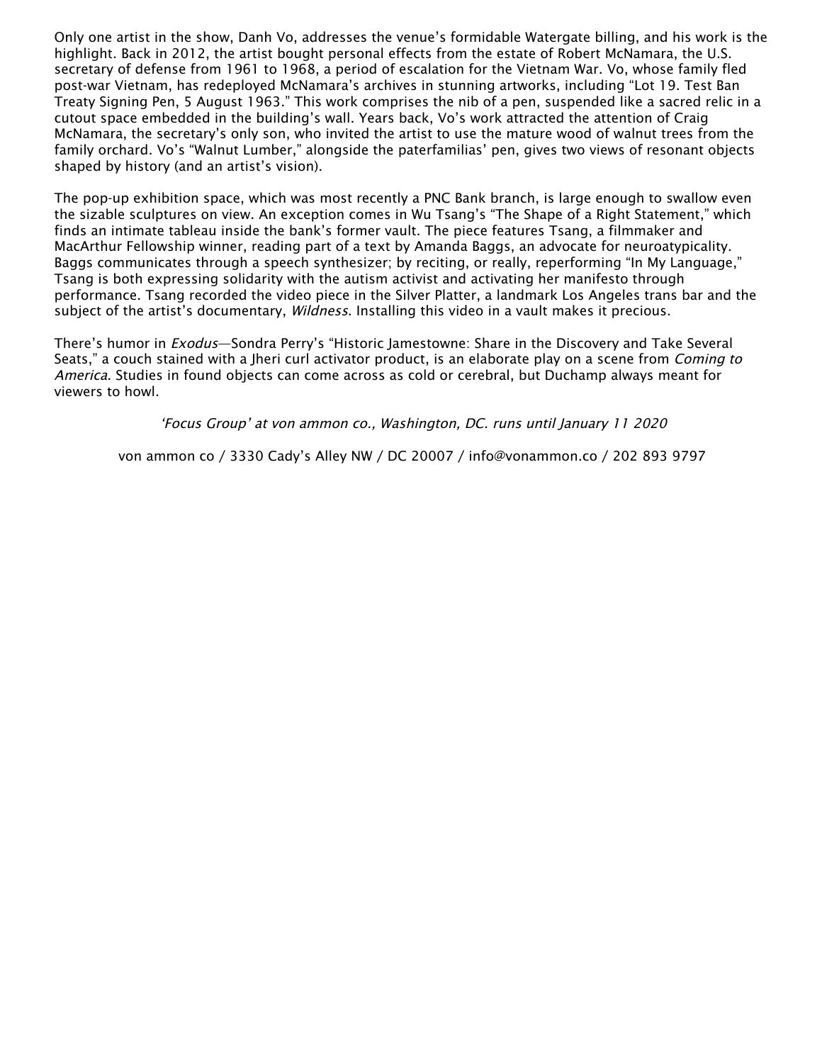Only one artist in the show, Danh Vo, addresses the venue's formidable Watergate billing, and his work is the highlight. Back in 2012, the artist bought personal effects from the estate of Robert McNamara, the U.S. secretary of defense from 1961 to 1968, a period of escalation for the Vietnam War. Vo, whose family fled post-war Vietnam, has redeployed McNamara's archives in stunning artworks, including "Lot 19. Test Ban Treaty Signing Pen, 5 August 1963." This work comprises the nib of a pen, suspended like a sacred relic in a cutout space embedded in the building's wall. Years back, Vo's work attracted the attention of Craig McNamara, the secretary's only son, who invited the artist to use the mature wood of walnut trees from the family orchard. Vo's "Walnut Lumber," alongside the paterfamilias' pen, gives two views of resonant objects shaped by history (and an artist's vision).

The pop-up exhibition space, which was most recently a PNC Bank branch, is large enough to swallow even the sizable sculptures on view. An exception comes in Wu Tsang's "The Shape of a Right Statement," which finds an intimate tableau inside the bank's former vault. The piece features Tsang, a filmmaker and MacArthur Fellowship winner, reading part of a text by Amanda Baggs, an advocate for neuroatypicality. Baggs communicates through a speech synthesizer; by reciting, or really, reperforming "In My Language," Tsang is both expressing solidarity with the autism activist and activating her manifesto through performance. Tsang recorded the video piece in the Silver Platter, a landmark Los Angeles trans bar and the subject of the artist's documentary, *Wildness*. Installing this video in a vault makes it precious.

There's humor in *Exodus*—Sondra Perry's "Historic Jamestowne: Share in the Discovery and Take Several Seats," a couch stained with a Jheri curl activator product, is an elaborate play on a scene from *Coming to America*. Studies in found objects can come across as cold or cerebral, but Duchamp always meant for viewers to howl.

*'Focus Group' at von ammon co., Washington, DC. runs until January 11 2020*

von ammon co / 3330 Cady's Alley NW / DC 20007 / info@vonammon.co / 202 893 9797